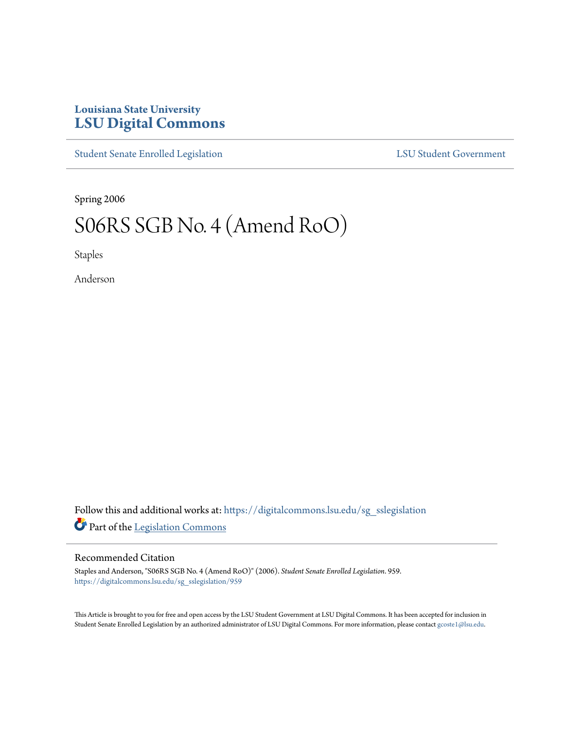Louisiana State University

# LSU Digital Commons

Student Senate Enrolled Legislation | LSU Student Government

Spring 2006

# S06RS SGB No. 4 (Amend RoO)

Staples

Anderson

Follow this and additional works at: https://digitalcommons.lsu.edu/sg_sslegislation

Part of the Legislation Commons

## Recommended Citation

Staples and Anderson, "S06RS SGB No. 4 (Amend RoO)" (2006). *Student Senate Enrolled Legislation*. 959.
https://digitalcommons.lsu.edu/sg_sslegislation/959

This Article is brought to you for free and open access by the LSU Student Government at LSU Digital Commons. It has been accepted for inclusion in Student Senate Enrolled Legislation by an authorized administrator of LSU Digital Commons. For more information, please contact gcoste1@lsu.edu.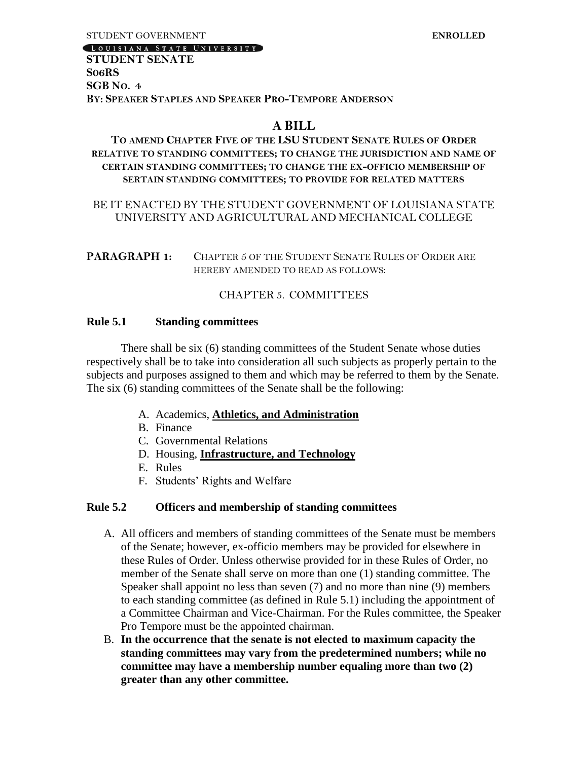STUDENT GOVERNMENT **ENROLLED**

LOUISIANA STATE UNIVERSITY

**STUDENT SENATE**
**S06RS**
**SGB NO. 4**
**BY: SPEAKER STAPLES AND SPEAKER PRO-TEMPORE ANDERSON**

# A BILL

**TO AMEND CHAPTER FIVE OF THE LSU STUDENT SENATE RULES OF ORDER RELATIVE TO STANDING COMMITTEES; TO CHANGE THE JURISDICTION AND NAME OF CERTAIN STANDING COMMITTEES; TO CHANGE THE EX-OFFICIO MEMBERSHIP OF SERTAIN STANDING COMMITTEES; TO PROVIDE FOR RELATED MATTERS**

BE IT ENACTED BY THE STUDENT GOVERNMENT OF LOUISIANA STATE UNIVERSITY AND AGRICULTURAL AND MECHANICAL COLLEGE

**PARAGRAPH 1:** CHAPTER 5 OF THE STUDENT SENATE RULES OF ORDER ARE HEREBY AMENDED TO READ AS FOLLOWS:

## CHAPTER 5. COMMITTEES

### Rule 5.1 Standing committees

There shall be six (6) standing committees of the Student Senate whose duties respectively shall be to take into consideration all such subjects as properly pertain to the subjects and purposes assigned to them and which may be referred to them by the Senate. The six (6) standing committees of the Senate shall be the following:

A. Academics, <u>**Athletics, and Administration**</u>
B. Finance
C. Governmental Relations
D. Housing, <u>**Infrastructure, and Technology**</u>
E. Rules
F. Students' Rights and Welfare

### Rule 5.2 Officers and membership of standing committees

A. All officers and members of standing committees of the Senate must be members of the Senate; however, ex-officio members may be provided for elsewhere in these Rules of Order. Unless otherwise provided for in these Rules of Order, no member of the Senate shall serve on more than one (1) standing committee. The Speaker shall appoint no less than seven (7) and no more than nine (9) members to each standing committee (as defined in Rule 5.1) including the appointment of a Committee Chairman and Vice-Chairman. For the Rules committee, the Speaker Pro Tempore must be the appointed chairman.
B. **In the occurrence that the senate is not elected to maximum capacity the standing committees may vary from the predetermined numbers; while no committee may have a membership number equaling more than two (2) greater than any other committee.**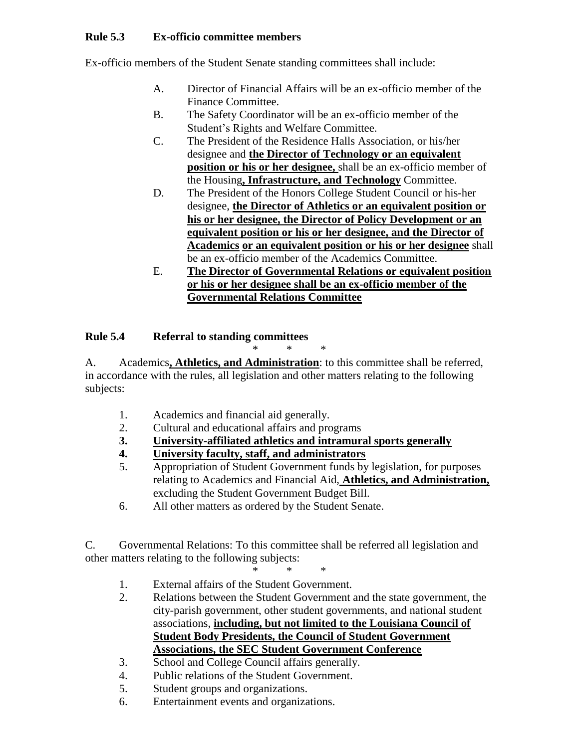**Rule 5.3 Ex-officio committee members**

Ex-officio members of the Student Senate standing committees shall include:

A. Director of Financial Affairs will be an ex-officio member of the Finance Committee.

B. The Safety Coordinator will be an ex-officio member of the Student's Rights and Welfare Committee.

C. The President of the Residence Halls Association, or his/her designee and **<u>the Director of Technology or an equivalent position or his or her designee,</u>** shall be an ex-officio member of the Housing**<u>, Infrastructure, and Technology</u>** Committee.

D. The President of the Honors College Student Council or his-her designee, **<u>the Director of Athletics or an equivalent position or his or her designee, the Director of Policy Development or an equivalent position or his or her designee, and the Director of Academics or an equivalent position or his or her designee</u>** shall be an ex-officio member of the Academics Committee.

E. **<u>The Director of Governmental Relations or equivalent position or his or her designee shall be an ex-officio member of the Governmental Relations Committee</u>**

**Rule 5.4 Referral to standing committees**

\* \* \*

A. Academics**<u>, Athletics, and Administration</u>**: to this committee shall be referred, in accordance with the rules, all legislation and other matters relating to the following subjects:

1. Academics and financial aid generally.
2. Cultural and educational affairs and programs
3. **<u>University-affiliated athletics and intramural sports generally</u>**
4. **<u>University faculty, staff, and administrators</u>**
5. Appropriation of Student Government funds by legislation, for purposes relating to Academics and Financial Aid**<u>, Athletics, and Administration,</u>** excluding the Student Government Budget Bill.
6. All other matters as ordered by the Student Senate.

C. Governmental Relations: To this committee shall be referred all legislation and other matters relating to the following subjects:

\* \* \*

1. External affairs of the Student Government.
2. Relations between the Student Government and the state government, the city-parish government, other student governments, and national student associations, **<u>including, but not limited to the Louisiana Council of Student Body Presidents, the Council of Student Government Associations, the SEC Student Government Conference</u>**
3. School and College Council affairs generally.
4. Public relations of the Student Government.
5. Student groups and organizations.
6. Entertainment events and organizations.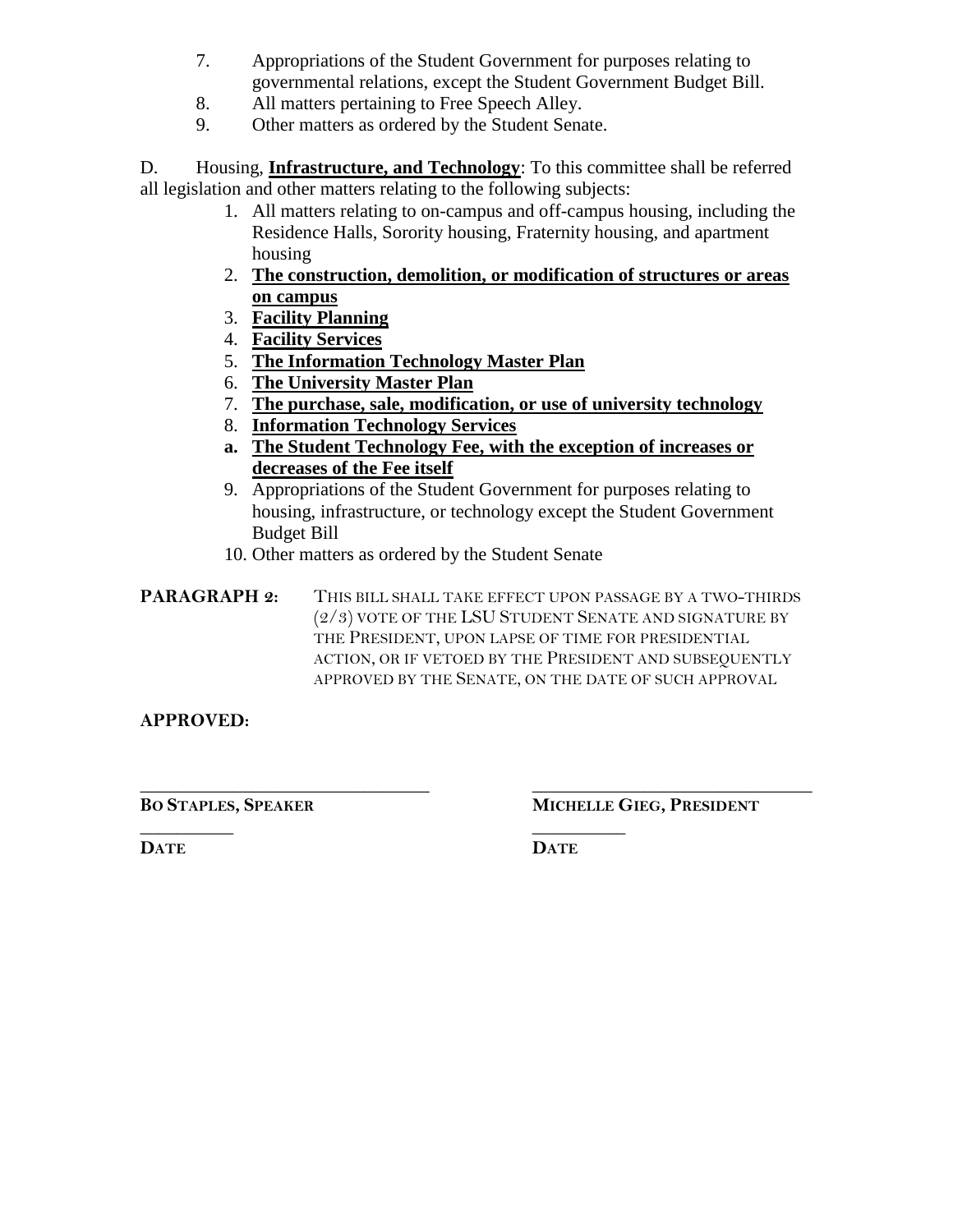7. Appropriations of the Student Government for purposes relating to governmental relations, except the Student Government Budget Bill.
8. All matters pertaining to Free Speech Alley.
9. Other matters as ordered by the Student Senate.

D. Housing, **Infrastructure, and Technology**: To this committee shall be referred all legislation and other matters relating to the following subjects:

1. All matters relating to on-campus and off-campus housing, including the Residence Halls, Sorority housing, Fraternity housing, and apartment housing
2. **The construction, demolition, or modification of structures or areas on campus**
3. **Facility Planning**
4. **Facility Services**
5. **The Information Technology Master Plan**
6. **The University Master Plan**
7. **The purchase, sale, modification, or use of university technology**
8. **Information Technology Services**
   - **a. The Student Technology Fee, with the exception of increases or decreases of the Fee itself**
9. Appropriations of the Student Government for purposes relating to housing, infrastructure, or technology except the Student Government Budget Bill
10. Other matters as ordered by the Student Senate

**PARAGRAPH 2:** THIS BILL SHALL TAKE EFFECT UPON PASSAGE BY A TWO-THIRDS (2/3) VOTE OF THE LSU STUDENT SENATE AND SIGNATURE BY THE PRESIDENT, UPON LAPSE OF TIME FOR PRESIDENTIAL ACTION, OR IF VETOED BY THE PRESIDENT AND SUBSEQUENTLY APPROVED BY THE SENATE, ON THE DATE OF SUCH APPROVAL

**APPROVED:**

| | |
|---|---|
| ______________________________ | ______________________________ |
| **BO STAPLES, SPEAKER** | **MICHELLE GIEG, PRESIDENT** |
| _________ | _________ |
| **DATE** | **DATE** |